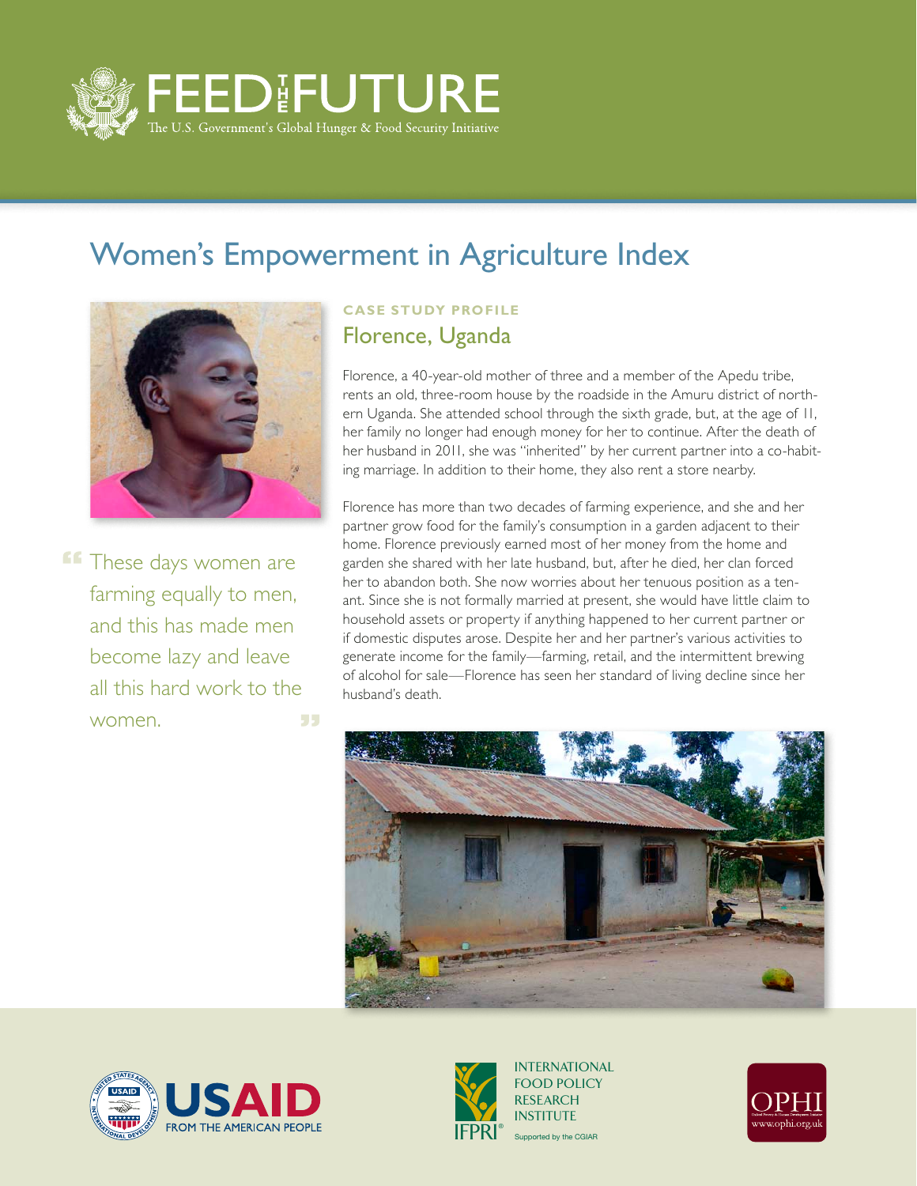# FEED THE FUTURE

The U.S. Government's Global Hunger & Food Security Initiative

## Women's Empowerment in Agriculture Index

**CASE STUDY PROFILE**

### Florence, Uganda

Florence, a 40-year-old mother of three and a member of the Apedu tribe, rents an old, three-room house by the roadside in the Amuru district of northern Uganda. She attended school through the sixth grade, but, at the age of 11, her family no longer had enough money for her to continue. After the death of her husband in 2011, she was "inherited" by her current partner into a co-habiting marriage. In addition to their home, they also rent a store nearby.

Florence has more than two decades of farming experience, and she and her partner grow food for the family's consumption in a garden adjacent to their home. Florence previously earned most of her money from the home and garden she shared with her late husband, but, after he died, her clan forced her to abandon both. She now worries about her tenuous position as a tenant. Since she is not formally married at present, she would have little claim to household assets or property if anything happened to her current partner or if domestic disputes arose. Despite her and her partner's various activities to generate income for the family—farming, retail, and the intermittent brewing of alcohol for sale—Florence has seen her standard of living decline since her husband's death.

> "These days women are farming equally to men, and this has made men become lazy and leave all this hard work to the women."

USAID FROM THE AMERICAN PEOPLE

INTERNATIONAL FOOD POLICY RESEARCH INSTITUTE
IFPRI
Supported by the CGIAR

OPHI
www.ophi.org.uk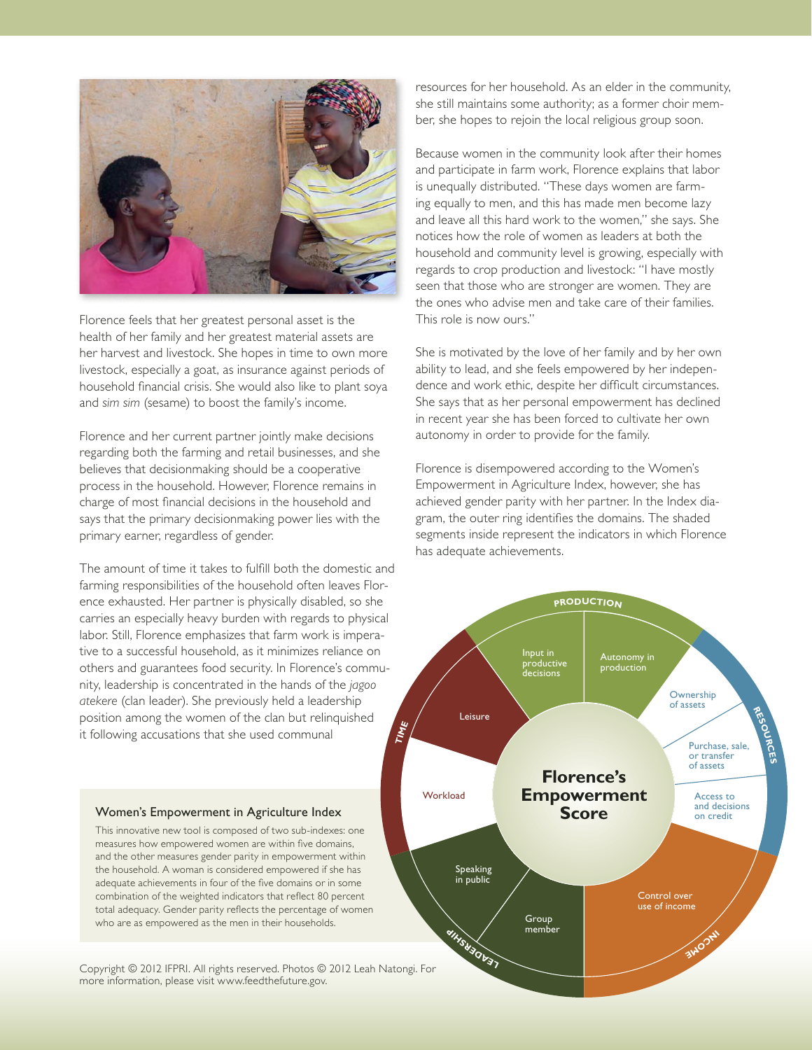Florence feels that her greatest personal asset is the health of her family and her greatest material assets are her harvest and livestock. She hopes in time to own more livestock, especially a goat, as insurance against periods of household financial crisis. She would also like to plant soya and *sim sim* (sesame) to boost the family's income.

Florence and her current partner jointly make decisions regarding both the farming and retail businesses, and she believes that decisionmaking should be a cooperative process in the household. However, Florence remains in charge of most financial decisions in the household and says that the primary decisionmaking power lies with the primary earner, regardless of gender.

The amount of time it takes to fulfill both the domestic and farming responsibilities of the household often leaves Florence exhausted. Her partner is physically disabled, so she carries an especially heavy burden with regards to physical labor. Still, Florence emphasizes that farm work is imperative to a successful household, as it minimizes reliance on others and guarantees food security. In Florence's community, leadership is concentrated in the hands of the *jagoo atekere* (clan leader). She previously held a leadership position among the women of the clan but relinquished it following accusations that she used communal resources for her household. As an elder in the community, she still maintains some authority; as a former choir member, she hopes to rejoin the local religious group soon.

Because women in the community look after their homes and participate in farm work, Florence explains that labor is unequally distributed. "These days women are farming equally to men, and this has made men become lazy and leave all this hard work to the women," she says. She notices how the role of women as leaders at both the household and community level is growing, especially with regards to crop production and livestock: "I have mostly seen that those who are stronger are women. They are the ones who advise men and take care of their families. This role is now ours."

She is motivated by the love of her family and by her own ability to lead, and she feels empowered by her independence and work ethic, despite her difficult circumstances. She says that as her personal empowerment has declined in recent year she has been forced to cultivate her own autonomy in order to provide for the family.

Florence is disempowered according to the Women's Empowerment in Agriculture Index, however, she has achieved gender parity with her partner. In the Index diagram, the outer ring identifies the domains. The shaded segments inside represent the indicators in which Florence has adequate achievements.

### Women's Empowerment in Agriculture Index

This innovative new tool is composed of two sub-indexes: one measures how empowered women are within five domains, and the other measures gender parity in empowerment within the household. A woman is considered empowered if she has adequate achievements in four of the five domains or in some combination of the weighted indicators that reflect 80 percent total adequacy. Gender parity reflects the percentage of women who are as empowered as the men in their households.

**Florence's Empowerment Score**

PRODUCTION
Input in productive decisions
Autonomy in production

RESOURCES
Ownership of assets
Purchase, sale, or transfer of assets
Access to and decisions on credit

INCOME
Control over use of income

LEADERSHIP
Group member
Speaking in public

TIME
Workload
Leisure

Copyright © 2012 IFPRI. All rights reserved. Photos © 2012 Leah Natongi. For more information, please visit www.feedthefuture.gov.